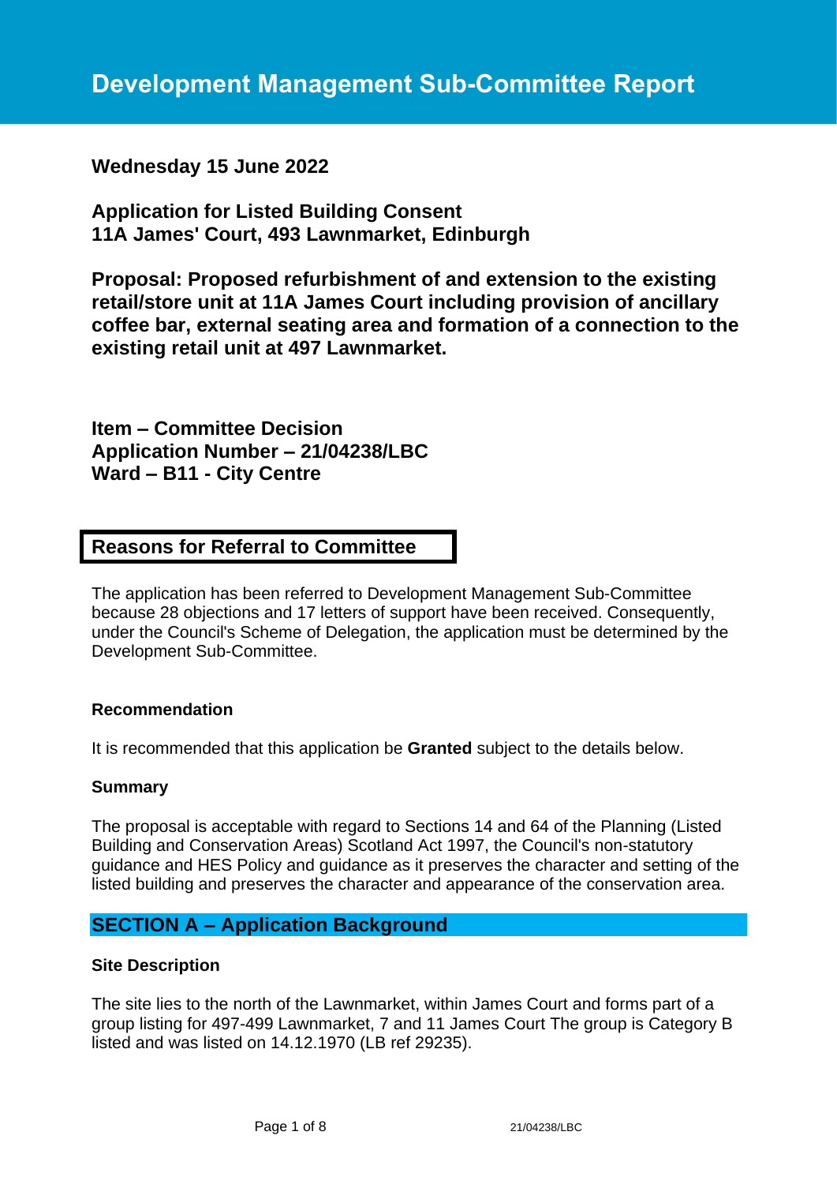# Development Management Sub-Committee Report

**Wednesday 15 June 2022**

**Application for Listed Building Consent**
**11A James' Court, 493 Lawnmarket, Edinburgh**

**Proposal: Proposed refurbishment of and extension to the existing retail/store unit at 11A James Court including provision of ancillary coffee bar, external seating area and formation of a connection to the existing retail unit at 497 Lawnmarket.**

**Item – Committee Decision**
**Application Number – 21/04238/LBC**
**Ward – B11 - City Centre**

## Reasons for Referral to Committee

The application has been referred to Development Management Sub-Committee because 28 objections and 17 letters of support have been received. Consequently, under the Council's Scheme of Delegation, the application must be determined by the Development Sub-Committee.

### Recommendation

It is recommended that this application be **Granted** subject to the details below.

### Summary

The proposal is acceptable with regard to Sections 14 and 64 of the Planning (Listed Building and Conservation Areas) Scotland Act 1997, the Council's non-statutory guidance and HES Policy and guidance as it preserves the character and setting of the listed building and preserves the character and appearance of the conservation area.

## SECTION A – Application Background

### Site Description

The site lies to the north of the Lawnmarket, within James Court and forms part of a group listing for 497-499 Lawnmarket, 7 and 11 James Court The group is Category B listed and was listed on 14.12.1970 (LB ref 29235).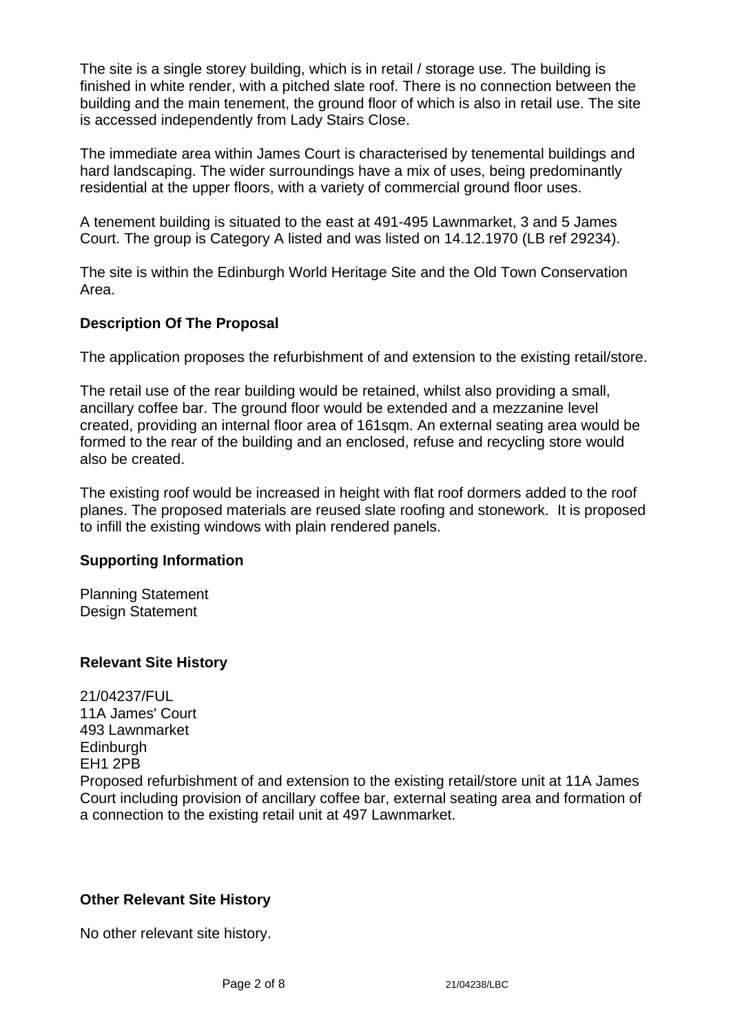The site is a single storey building, which is in retail / storage use. The building is finished in white render, with a pitched slate roof. There is no connection between the building and the main tenement, the ground floor of which is also in retail use. The site is accessed independently from Lady Stairs Close.

The immediate area within James Court is characterised by tenemental buildings and hard landscaping. The wider surroundings have a mix of uses, being predominantly residential at the upper floors, with a variety of commercial ground floor uses.

A tenement building is situated to the east at 491-495 Lawnmarket, 3 and 5 James Court. The group is Category A listed and was listed on 14.12.1970 (LB ref 29234).

The site is within the Edinburgh World Heritage Site and the Old Town Conservation Area.

**Description Of The Proposal**

The application proposes the refurbishment of and extension to the existing retail/store.

The retail use of the rear building would be retained, whilst also providing a small, ancillary coffee bar. The ground floor would be extended and a mezzanine level created, providing an internal floor area of 161sqm. An external seating area would be formed to the rear of the building and an enclosed, refuse and recycling store would also be created.

The existing roof would be increased in height with flat roof dormers added to the roof planes. The proposed materials are reused slate roofing and stonework. It is proposed to infill the existing windows with plain rendered panels.

**Supporting Information**

Planning Statement
Design Statement

**Relevant Site History**

21/04237/FUL
11A James' Court
493 Lawnmarket
Edinburgh
EH1 2PB
Proposed refurbishment of and extension to the existing retail/store unit at 11A James Court including provision of ancillary coffee bar, external seating area and formation of a connection to the existing retail unit at 497 Lawnmarket.

**Other Relevant Site History**

No other relevant site history.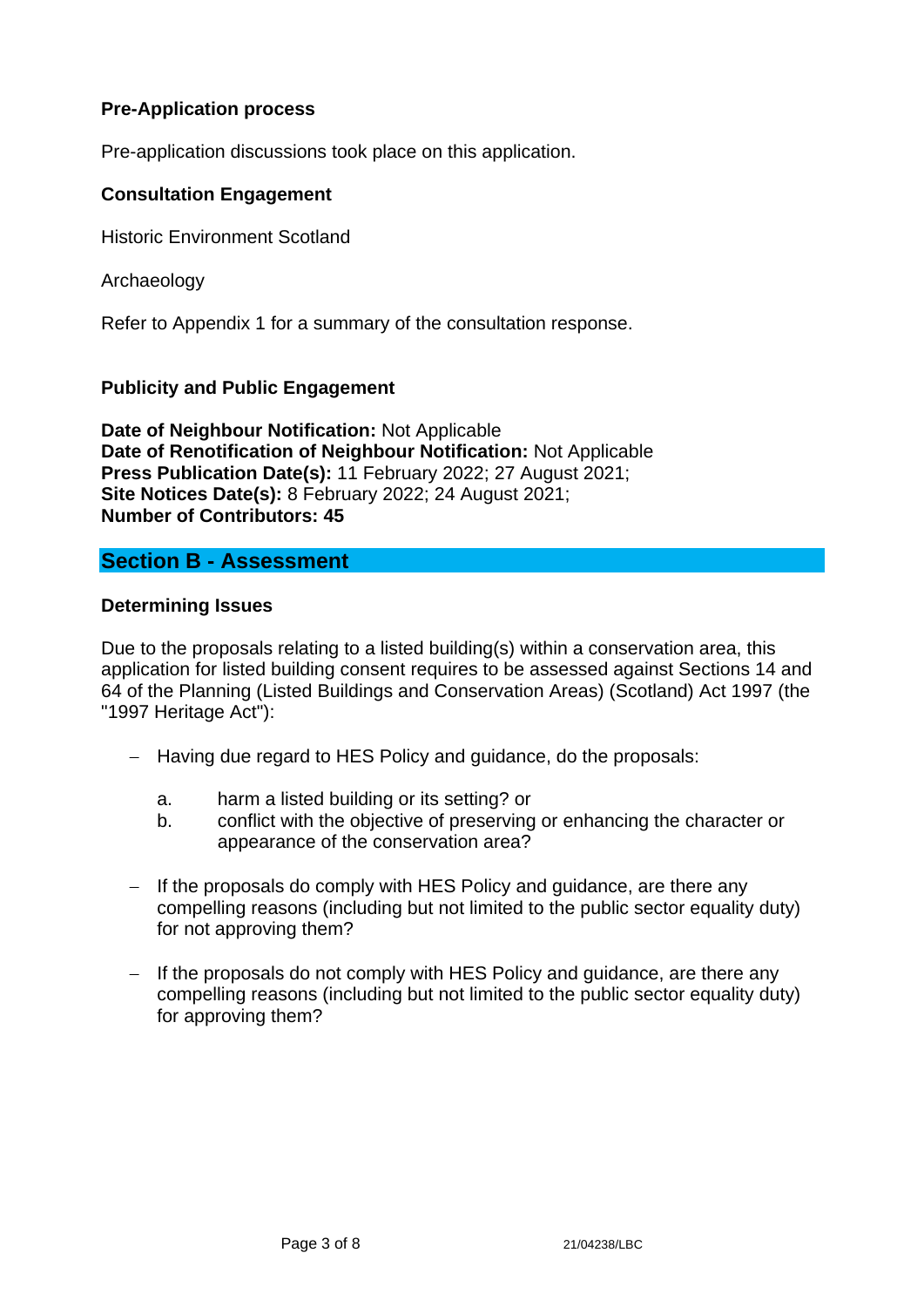### Pre-Application process

Pre-application discussions took place on this application.

### Consultation Engagement

Historic Environment Scotland

Archaeology

Refer to Appendix 1 for a summary of the consultation response.

### Publicity and Public Engagement

**Date of Neighbour Notification:** Not Applicable
**Date of Renotification of Neighbour Notification:** Not Applicable
**Press Publication Date(s):** 11 February 2022; 27 August 2021;
**Site Notices Date(s):** 8 February 2022; 24 August 2021;
**Number of Contributors: 45**

## Section B - Assessment

### Determining Issues

Due to the proposals relating to a listed building(s) within a conservation area, this application for listed building consent requires to be assessed against Sections 14 and 64 of the Planning (Listed Buildings and Conservation Areas) (Scotland) Act 1997 (the "1997 Heritage Act"):

- Having due regard to HES Policy and guidance, do the proposals:

  a. harm a listed building or its setting? or
  b. conflict with the objective of preserving or enhancing the character or appearance of the conservation area?

- If the proposals do comply with HES Policy and guidance, are there any compelling reasons (including but not limited to the public sector equality duty) for not approving them?

- If the proposals do not comply with HES Policy and guidance, are there any compelling reasons (including but not limited to the public sector equality duty) for approving them?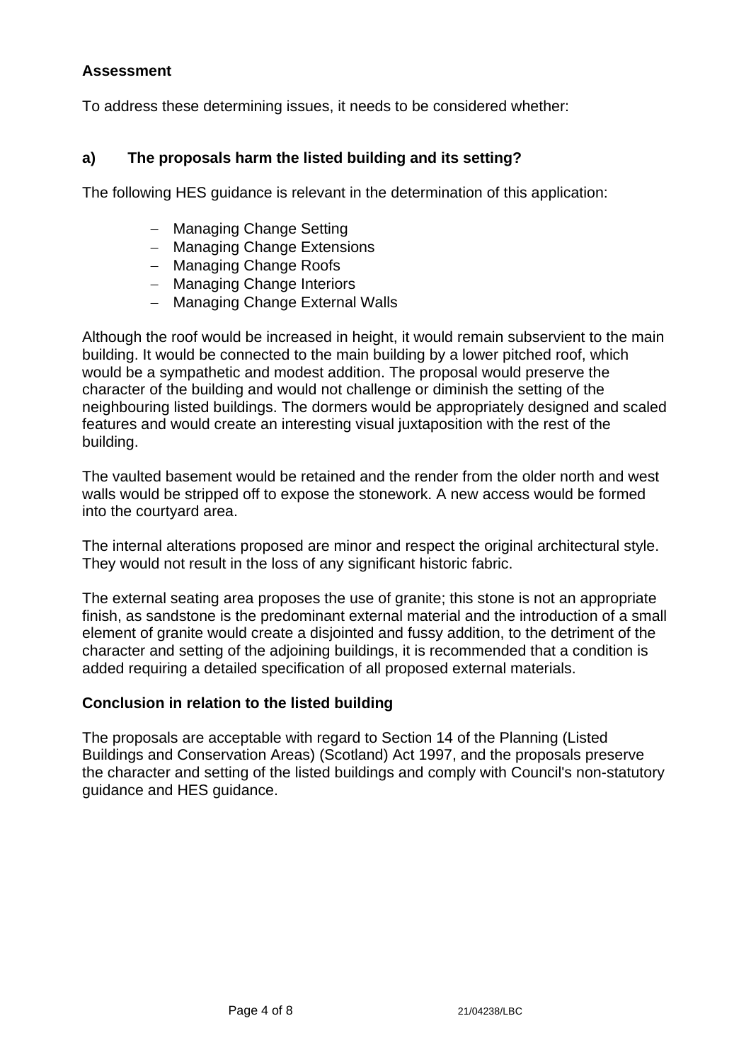## Assessment

To address these determining issues, it needs to be considered whether:

### a) The proposals harm the listed building and its setting?

The following HES guidance is relevant in the determination of this application:

- Managing Change Setting
- Managing Change Extensions
- Managing Change Roofs
- Managing Change Interiors
- Managing Change External Walls

Although the roof would be increased in height, it would remain subservient to the main building. It would be connected to the main building by a lower pitched roof, which would be a sympathetic and modest addition. The proposal would preserve the character of the building and would not challenge or diminish the setting of the neighbouring listed buildings. The dormers would be appropriately designed and scaled features and would create an interesting visual juxtaposition with the rest of the building.

The vaulted basement would be retained and the render from the older north and west walls would be stripped off to expose the stonework. A new access would be formed into the courtyard area.

The internal alterations proposed are minor and respect the original architectural style. They would not result in the loss of any significant historic fabric.

The external seating area proposes the use of granite; this stone is not an appropriate finish, as sandstone is the predominant external material and the introduction of a small element of granite would create a disjointed and fussy addition, to the detriment of the character and setting of the adjoining buildings, it is recommended that a condition is added requiring a detailed specification of all proposed external materials.

### Conclusion in relation to the listed building

The proposals are acceptable with regard to Section 14 of the Planning (Listed Buildings and Conservation Areas) (Scotland) Act 1997, and the proposals preserve the character and setting of the listed buildings and comply with Council's non-statutory guidance and HES guidance.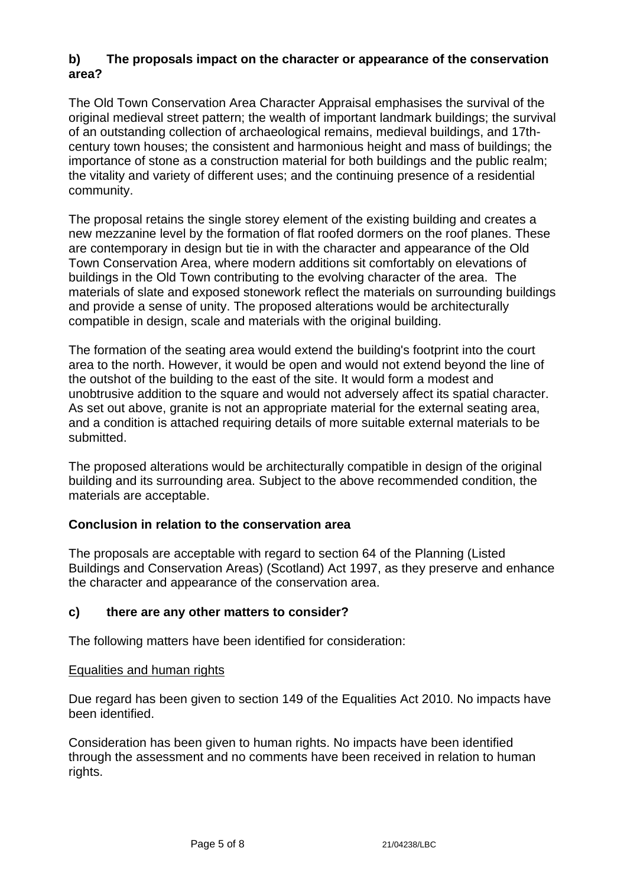### b) The proposals impact on the character or appearance of the conservation area?

The Old Town Conservation Area Character Appraisal emphasises the survival of the original medieval street pattern; the wealth of important landmark buildings; the survival of an outstanding collection of archaeological remains, medieval buildings, and 17th-century town houses; the consistent and harmonious height and mass of buildings; the importance of stone as a construction material for both buildings and the public realm; the vitality and variety of different uses; and the continuing presence of a residential community.

The proposal retains the single storey element of the existing building and creates a new mezzanine level by the formation of flat roofed dormers on the roof planes. These are contemporary in design but tie in with the character and appearance of the Old Town Conservation Area, where modern additions sit comfortably on elevations of buildings in the Old Town contributing to the evolving character of the area. The materials of slate and exposed stonework reflect the materials on surrounding buildings and provide a sense of unity. The proposed alterations would be architecturally compatible in design, scale and materials with the original building.

The formation of the seating area would extend the building's footprint into the court area to the north. However, it would be open and would not extend beyond the line of the outshot of the building to the east of the site. It would form a modest and unobtrusive addition to the square and would not adversely affect its spatial character. As set out above, granite is not an appropriate material for the external seating area, and a condition is attached requiring details of more suitable external materials to be submitted.

The proposed alterations would be architecturally compatible in design of the original building and its surrounding area. Subject to the above recommended condition, the materials are acceptable.

### Conclusion in relation to the conservation area

The proposals are acceptable with regard to section 64 of the Planning (Listed Buildings and Conservation Areas) (Scotland) Act 1997, as they preserve and enhance the character and appearance of the conservation area.

### c) there are any other matters to consider?

The following matters have been identified for consideration:

Equalities and human rights

Due regard has been given to section 149 of the Equalities Act 2010. No impacts have been identified.

Consideration has been given to human rights. No impacts have been identified through the assessment and no comments have been received in relation to human rights.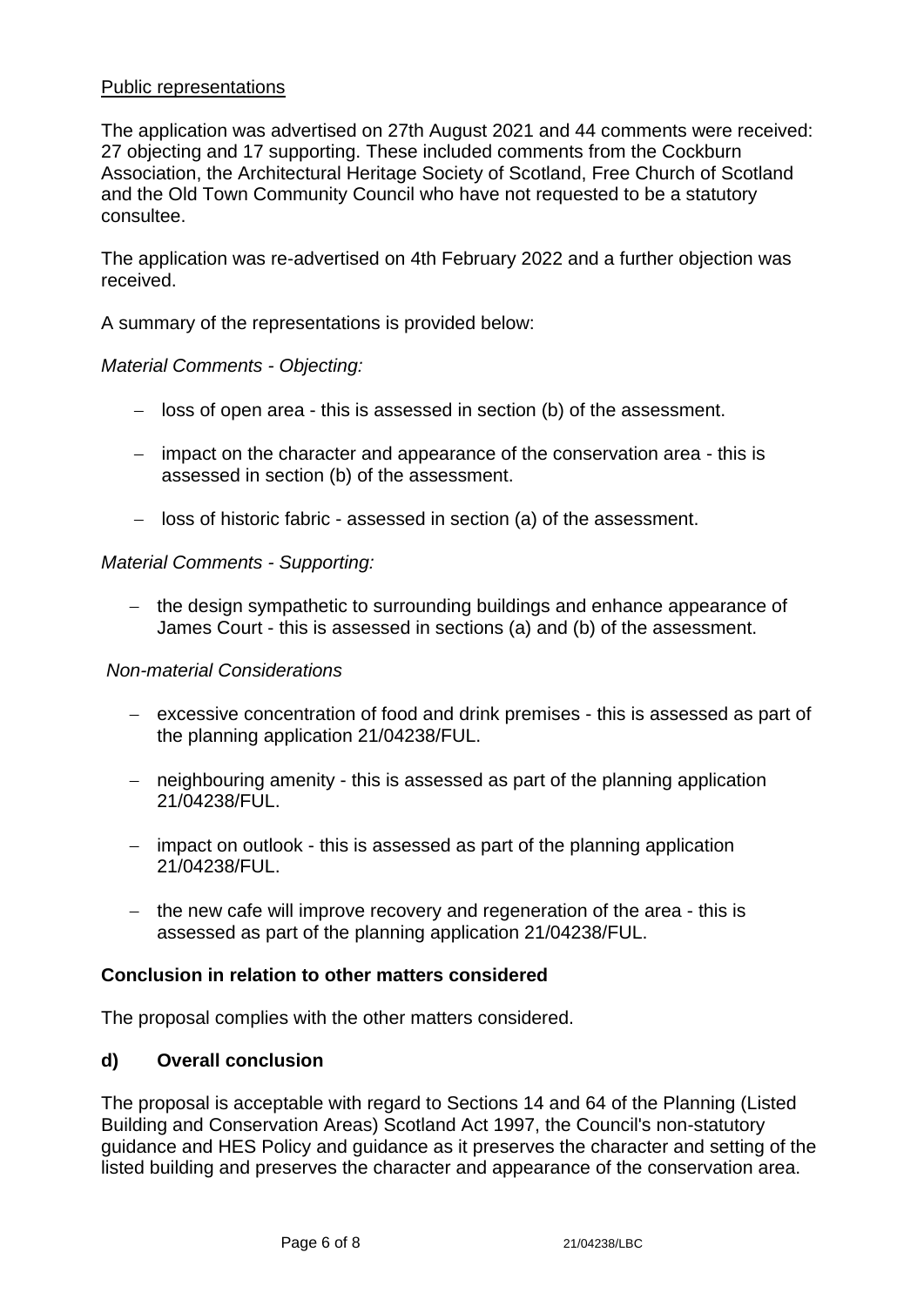Public representations

The application was advertised on 27th August 2021 and 44 comments were received: 27 objecting and 17 supporting. These included comments from the Cockburn Association, the Architectural Heritage Society of Scotland, Free Church of Scotland and the Old Town Community Council who have not requested to be a statutory consultee.

The application was re-advertised on 4th February 2022 and a further objection was received.

A summary of the representations is provided below:

*Material Comments - Objecting:*

- loss of open area - this is assessed in section (b) of the assessment.
- impact on the character and appearance of the conservation area - this is assessed in section (b) of the assessment.
- loss of historic fabric - assessed in section (a) of the assessment.

*Material Comments - Supporting:*

- the design sympathetic to surrounding buildings and enhance appearance of James Court - this is assessed in sections (a) and (b) of the assessment.

*Non-material Considerations*

- excessive concentration of food and drink premises - this is assessed as part of the planning application 21/04238/FUL.
- neighbouring amenity - this is assessed as part of the planning application 21/04238/FUL.
- impact on outlook - this is assessed as part of the planning application 21/04238/FUL.
- the new cafe will improve recovery and regeneration of the area - this is assessed as part of the planning application 21/04238/FUL.

**Conclusion in relation to other matters considered**

The proposal complies with the other matters considered.

**d) Overall conclusion**

The proposal is acceptable with regard to Sections 14 and 64 of the Planning (Listed Building and Conservation Areas) Scotland Act 1997, the Council's non-statutory guidance and HES Policy and guidance as it preserves the character and setting of the listed building and preserves the character and appearance of the conservation area.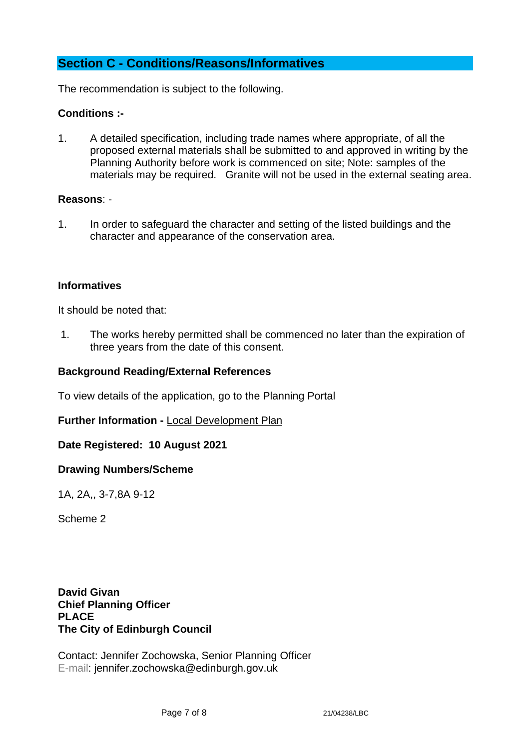## Section C - Conditions/Reasons/Informatives

The recommendation is subject to the following.

**Conditions :-**

1. A detailed specification, including trade names where appropriate, of all the proposed external materials shall be submitted to and approved in writing by the Planning Authority before work is commenced on site; Note: samples of the materials may be required. Granite will not be used in the external seating area.

**Reasons**: -

1. In order to safeguard the character and setting of the listed buildings and the character and appearance of the conservation area.

**Informatives**

It should be noted that:

1. The works hereby permitted shall be commenced no later than the expiration of three years from the date of this consent.

**Background Reading/External References**

To view details of the application, go to the Planning Portal

**Further Information -** Local Development Plan

**Date Registered: 10 August 2021**

**Drawing Numbers/Scheme**

1A, 2A,, 3-7,8A 9-12

Scheme 2

**David Givan**
**Chief Planning Officer**
**PLACE**
**The City of Edinburgh Council**

Contact: Jennifer Zochowska, Senior Planning Officer
E-mail: jennifer.zochowska@edinburgh.gov.uk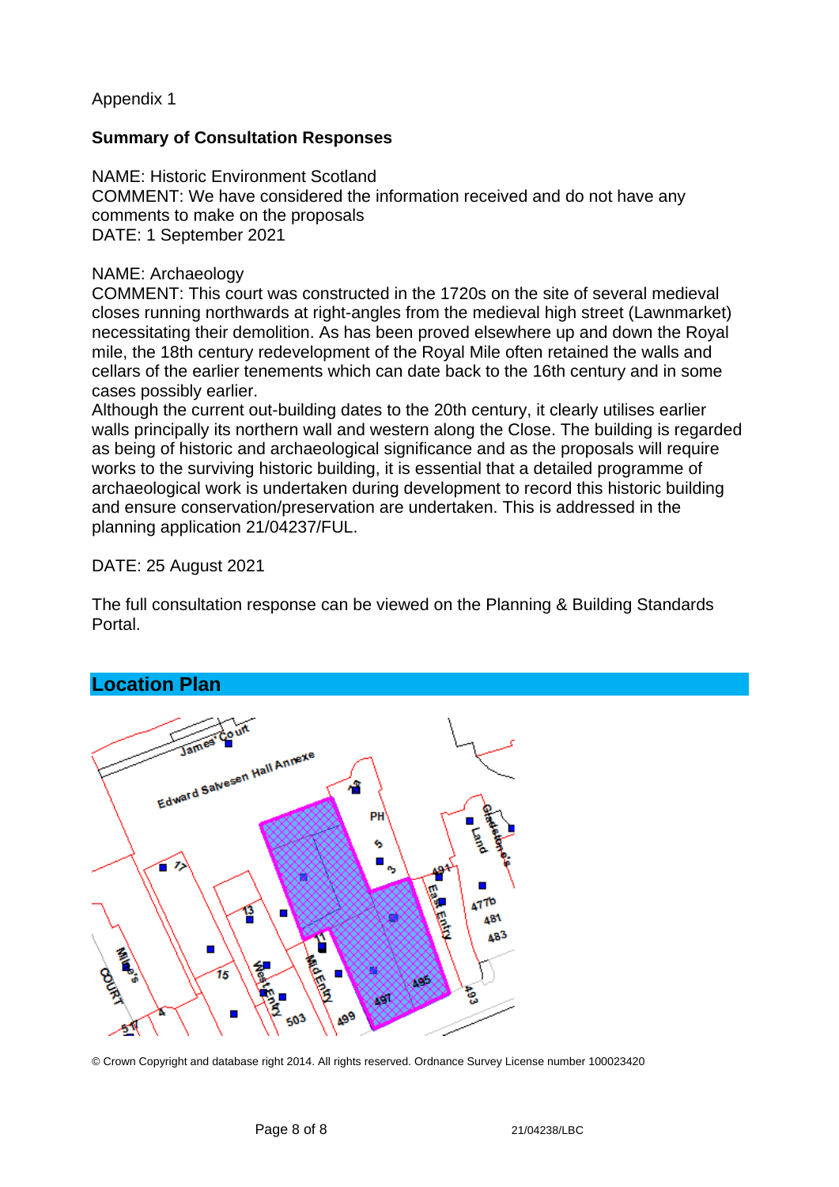Appendix 1

**Summary of Consultation Responses**

NAME: Historic Environment Scotland
COMMENT: We have considered the information received and do not have any comments to make on the proposals
DATE: 1 September 2021

NAME: Archaeology
COMMENT: This court was constructed in the 1720s on the site of several medieval closes running northwards at right-angles from the medieval high street (Lawnmarket) necessitating their demolition. As has been proved elsewhere up and down the Royal mile, the 18th century redevelopment of the Royal Mile often retained the walls and cellars of the earlier tenements which can date back to the 16th century and in some cases possibly earlier.
Although the current out-building dates to the 20th century, it clearly utilises earlier walls principally its northern wall and western along the Close. The building is regarded as being of historic and archaeological significance and as the proposals will require works to the surviving historic building, it is essential that a detailed programme of archaeological work is undertaken during development to record this historic building and ensure conservation/preservation are undertaken. This is addressed in the planning application 21/04237/FUL.

DATE: 25 August 2021

The full consultation response can be viewed on the Planning & Building Standards Portal.

## Location Plan

James' Court
Edward Salvesen Hall Annexe
PH
Gladstone's Land
East Entry
Mid Entry
West Entry
Milne's COURT
477b
481
483
491
493
495
497
499
503
17
15
13
11
5
3
4

© Crown Copyright and database right 2014. All rights reserved. Ordnance Survey License number 100023420

21/04238/LBC